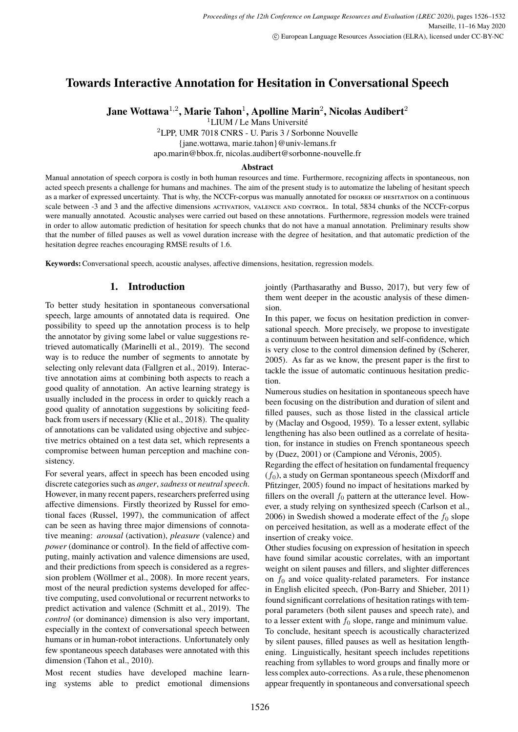# Towards Interactive Annotation for Hesitation in Conversational Speech

**Jane Wottawa[1,2], Marie Tahon[1], Apolline Marin[2], Nicolas Audibert[2]**

[1]LIUM / Le Mans Université

[2]LPP, UMR 7018 CNRS - U. Paris 3 / Sorbonne Nouvelle

{jane.wottawa, marie.tahon}@univ-lemans.fr

apo.marin@bbox.fr, nicolas.audibert@sorbonne-nouvelle.fr

## Abstract

Manual annotation of speech corpora is costly in both human resources and time. Furthermore, recognizing affects in spontaneous, non acted speech presents a challenge for humans and machines. The aim of the present study is to automatize the labeling of hesitant speech as a marker of expressed uncertainty. That is why, the NCCFr-corpus was manually annotated for DEGREE OF HESITATION on a continuous scale between -3 and 3 and the affective dimensions ACTIVATION, VALENCE AND CONTROL. In total, 5834 chunks of the NCCFr-corpus were manually annotated. Acoustic analyses were carried out based on these annotations. Furthermore, regression models were trained in order to allow automatic prediction of hesitation for speech chunks that do not have a manual annotation. Preliminary results show that the number of filled pauses as well as vowel duration increase with the degree of hesitation, and that automatic prediction of the hesitation degree reaches encouraging RMSE results of 1.6.

**Keywords:** Conversational speech, acoustic analyses, affective dimensions, hesitation, regression models.

## 1. Introduction

To better study hesitation in spontaneous conversational speech, large amounts of annotated data is required. One possibility to speed up the annotation process is to help the annotator by giving some label or value suggestions retrieved automatically (Marinelli et al., 2019). The second way is to reduce the number of segments to annotate by selecting only relevant data (Fallgren et al., 2019). Interactive annotation aims at combining both aspects to reach a good quality of annotation. An active learning strategy is usually included in the process in order to quickly reach a good quality of annotation suggestions by soliciting feedback from users if necessary (Klie et al., 2018). The quality of annotations can be validated using objective and subjective metrics obtained on a test data set, which represents a compromise between human perception and machine consistency.

For several years, affect in speech has been encoded using discrete categories such as *anger*, *sadness* or *neutral speech*. However, in many recent papers, researchers preferred using affective dimensions. Firstly theorized by Russel for emotional faces (Russel, 1997), the communication of affect can be seen as having three major dimensions of connotative meaning: *arousal* (activation), *pleasure* (valence) and *power* (dominance or control). In the field of affective computing, mainly activation and valence dimensions are used, and their predictions from speech is considered as a regression problem (Wöllmer et al., 2008). In more recent years, most of the neural prediction systems developed for affective computing, used convolutional or recurrent networks to predict activation and valence (Schmitt et al., 2019). The *control* (or dominance) dimension is also very important, especially in the context of conversational speech between humans or in human-robot interactions. Unfortunately only few spontaneous speech databases were annotated with this dimension (Tahon et al., 2010).

Most recent studies have developed machine learning systems able to predict emotional dimensions jointly (Parthasarathy and Busso, 2017), but very few of them went deeper in the acoustic analysis of these dimension.

In this paper, we focus on hesitation prediction in conversational speech. More precisely, we propose to investigate a continuum between hesitation and self-confidence, which is very close to the control dimension defined by (Scherer, 2005). As far as we know, the present paper is the first to tackle the issue of automatic continuous hesitation prediction.

Numerous studies on hesitation in spontaneous speech have been focusing on the distribution and duration of silent and filled pauses, such as those listed in the classical article by (Maclay and Osgood, 1959). To a lesser extent, syllabic lengthening has also been outlined as a correlate of hesitation, for instance in studies on French spontaneous speech by (Duez, 2001) or (Campione and Véronis, 2005).

Regarding the effect of hesitation on fundamental frequency ($f_0$), a study on German spontaneous speech (Mixdorff and Pfitzinger, 2005) found no impact of hesitations marked by fillers on the overall $f_0$ pattern at the utterance level. However, a study relying on synthesized speech (Carlson et al., 2006) in Swedish showed a moderate effect of the $f_0$ slope on perceived hesitation, as well as a moderate effect of the insertion of creaky voice.

Other studies focusing on expression of hesitation in speech have found similar acoustic correlates, with an important weight on silent pauses and fillers, and slighter differences on $f_0$ and voice quality-related parameters. For instance in English elicited speech, (Pon-Barry and Shieber, 2011) found significant correlations of hesitation ratings with temporal parameters (both silent pauses and speech rate), and to a lesser extent with $f_0$ slope, range and minimum value.

To conclude, hesitant speech is acoustically characterized by silent pauses, filled pauses as well as hesitation lengthening. Linguistically, hesitant speech includes repetitions reaching from syllables to word groups and finally more or less complex auto-corrections. As a rule, these phenomenon appear frequently in spontaneous and conversational speech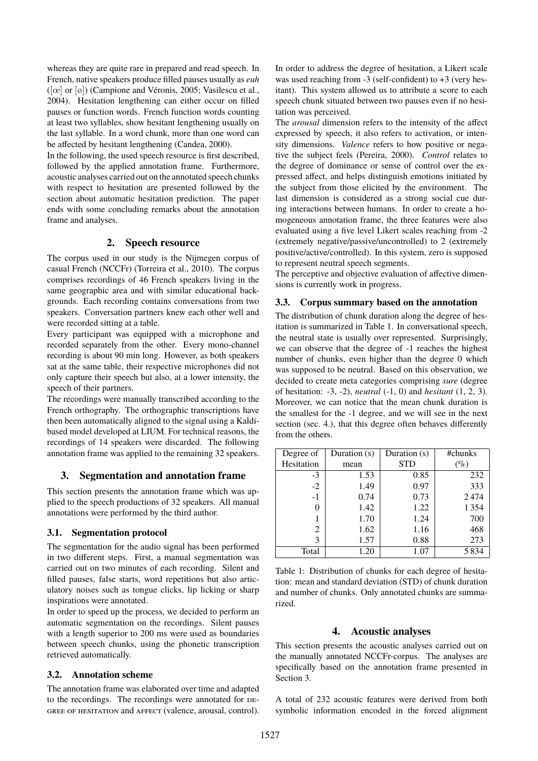whereas they are quite rare in prepared and read speech. In French, native speakers produce filled pauses usually as *euh* ([œ] or [ø]) (Campione and Véronis, 2005; Vasilescu et al., 2004). Hesitation lengthening can either occur on filled pauses or function words. French function words counting at least two syllables, show hesitant lengthening usually on the last syllable. In a word chunk, more than one word can be affected by hesitant lengthening (Candea, 2000).

In the following, the used speech resource is first described, followed by the applied annotation frame. Furthermore, acoustic analyses carried out on the annotated speech chunks with respect to hesitation are presented followed by the section about automatic hesitation prediction. The paper ends with some concluding remarks about the annotation frame and analyses.

## 2. Speech resource

The corpus used in our study is the Nijmegen corpus of casual French (NCCFr) (Torreira et al., 2010). The corpus comprises recordings of 46 French speakers living in the same geographic area and with similar educational backgrounds. Each recording contains conversations from two speakers. Conversation partners knew each other well and were recorded sitting at a table.

Every participant was equipped with a microphone and recorded separately from the other. Every mono-channel recording is about 90 min long. However, as both speakers sat at the same table, their respective microphones did not only capture their speech but also, at a lower intensity, the speech of their partners.

The recordings were manually transcribed according to the French orthography. The orthographic transcriptions have then been automatically aligned to the signal using a Kaldi-based model developed at LIUM. For technical reasons, the recordings of 14 speakers were discarded. The following annotation frame was applied to the remaining 32 speakers.

## 3. Segmentation and annotation frame

This section presents the annotation frame which was applied to the speech productions of 32 speakers. All manual annotations were performed by the third author.

### 3.1. Segmentation protocol

The segmentation for the audio signal has been performed in two different steps. First, a manual segmentation was carried out on two minutes of each recording. Silent and filled pauses, false starts, word repetitions but also articulatory noises such as tongue clicks, lip licking or sharp inspirations were annotated.

In order to speed up the process, we decided to perform an automatic segmentation on the recordings. Silent pauses with a length superior to 200 ms were used as boundaries between speech chunks, using the phonetic transcription retrieved automatically.

### 3.2. Annotation scheme

The annotation frame was elaborated over time and adapted to the recordings. The recordings were annotated for DEGREE OF HESITATION and AFFECT (valence, arousal, control). In order to address the degree of hesitation, a Likert scale was used reaching from -3 (self-confident) to +3 (very hesitant). This system allowed us to attribute a score to each speech chunk situated between two pauses even if no hesitation was perceived.

The *arousal* dimension refers to the intensity of the affect expressed by speech, it also refers to activation, or intensity dimensions. *Valence* refers to how positive or negative the subject feels (Pereira, 2000). *Control* relates to the degree of dominance or sense of control over the expressed affect, and helps distinguish emotions initiated by the subject from those elicited by the environment. The last dimension is considered as a strong social cue during interactions between humans. In order to create a homogeneous annotation frame, the three features were also evaluated using a five level Likert scales reaching from -2 (extremely negative/passive/uncontrolled) to 2 (extremely positive/active/controlled). In this system, zero is supposed to represent neutral speech segments.

The perceptive and objective evaluation of affective dimensions is currently work in progress.

### 3.3. Corpus summary based on the annotation

The distribution of chunk duration along the degree of hesitation is summarized in Table 1. In conversational speech, the neutral state is usually over represented. Surprisingly, we can observe that the degree of -1 reaches the highest number of chunks, even higher than the degree 0 which was supposed to be neutral. Based on this observation, we decided to create meta categories comprising *sure* (degree of hesitation: -3, -2), *neutral* (-1, 0) and *hesitant* (1, 2, 3). Moreover, we can notice that the mean chunk duration is the smallest for the -1 degree, and we will see in the next section (sec. 4.), that this degree often behaves differently from the others.

| Degree of Hesitation | Duration (s) mean | Duration (s) STD | #chunks (%) |
|---|---|---|---|
| -3 | 1.53 | 0.85 | 232 |
| -2 | 1.49 | 0.97 | 333 |
| -1 | 0.74 | 0.73 | 2 474 |
| 0 | 1.42 | 1.22 | 1 354 |
| 1 | 1.70 | 1.24 | 700 |
| 2 | 1.62 | 1.16 | 468 |
| 3 | 1.57 | 0.88 | 273 |
| Total | 1.20 | 1.07 | 5 834 |

Table 1: Distribution of chunks for each degree of hesitation: mean and standard deviation (STD) of chunk duration and number of chunks. Only annotated chunks are summarized.

## 4. Acoustic analyses

This section presents the acoustic analyses carried out on the manually annotated NCCFr-corpus. The analyses are specifically based on the annotation frame presented in Section 3.

A total of 232 acoustic features were derived from both symbolic information encoded in the forced alignment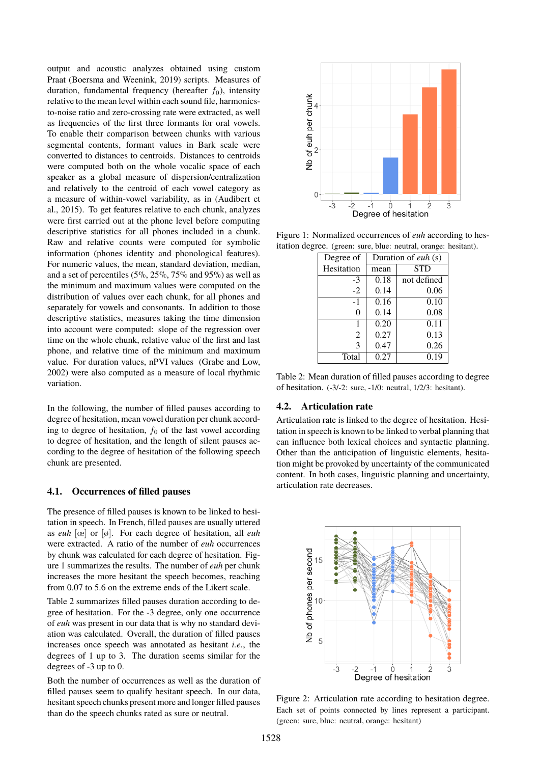output and acoustic analyzes obtained using custom Praat (Boersma and Weenink, 2019) scripts. Measures of duration, fundamental frequency (hereafter $f_0$), intensity relative to the mean level within each sound file, harmonics-to-noise ratio and zero-crossing rate were extracted, as well as frequencies of the first three formants for oral vowels. To enable their comparison between chunks with various segmental contents, formant values in Bark scale were converted to distances to centroids. Distances to centroids were computed both on the whole vocalic space of each speaker as a global measure of dispersion/centralization and relatively to the centroid of each vowel category as a measure of within-vowel variability, as in (Audibert et al., 2015). To get features relative to each chunk, analyzes were first carried out at the phone level before computing descriptive statistics for all phones included in a chunk. Raw and relative counts were computed for symbolic information (phones identity and phonological features). For numeric values, the mean, standard deviation, median, and a set of percentiles (5%, 25%, 75% and 95%) as well as the minimum and maximum values were computed on the distribution of values over each chunk, for all phones and separately for vowels and consonants. In addition to those descriptive statistics, measures taking the time dimension into account were computed: slope of the regression over time on the whole chunk, relative value of the first and last phone, and relative time of the minimum and maximum value. For duration values, nPVI values (Grabe and Low, 2002) were also computed as a measure of local rhythmic variation.

In the following, the number of filled pauses according to degree of hesitation, mean vowel duration per chunk according to degree of hesitation, $f_0$ of the last vowel according to degree of hesitation, and the length of silent pauses according to the degree of hesitation of the following speech chunk are presented.

### 4.1. Occurrences of filled pauses

The presence of filled pauses is known to be linked to hesitation in speech. In French, filled pauses are usually uttered as *euh* [œ] or [ø]. For each degree of hesitation, all *euh* were extracted. A ratio of the number of *euh* occurrences by chunk was calculated for each degree of hesitation. Figure 1 summarizes the results. The number of *euh* per chunk increases the more hesitant the speech becomes, reaching from 0.07 to 5.6 on the extreme ends of the Likert scale.

Table 2 summarizes filled pauses duration according to degree of hesitation. For the -3 degree, only one occurrence of *euh* was present in our data that is why no standard deviation was calculated. Overall, the duration of filled pauses increases once speech was annotated as hesitant *i.e.*, the degrees of 1 up to 3. The duration seems similar for the degrees of -3 up to 0.

Both the number of occurrences as well as the duration of filled pauses seem to qualify hesitant speech. In our data, hesitant speech chunks present more and longer filled pauses than do the speech chunks rated as sure or neutral.

Figure 1: Normalized occurrences of *euh* according to hesitation degree. (green: sure, blue: neutral, orange: hesitant).

| Degree of Hesitation | Duration of *euh* (s) | |
|---|---|---|
| | mean | STD |
| -3 | 0.18 | not defined |
| -2 | 0.14 | 0.06 |
| -1 | 0.16 | 0.10 |
| 0 | 0.14 | 0.08 |
| 1 | 0.20 | 0.11 |
| 2 | 0.27 | 0.13 |
| 3 | 0.47 | 0.26 |
| Total | 0.27 | 0.19 |

Table 2: Mean duration of filled pauses according to degree of hesitation. (-3/-2: sure, -1/0: neutral, 1/2/3: hesitant).

### 4.2. Articulation rate

Articulation rate is linked to the degree of hesitation. Hesitation in speech is known to be linked to verbal planning that can influence both lexical choices and syntactic planning. Other than the anticipation of linguistic elements, hesitation might be provoked by uncertainty of the communicated content. In both cases, linguistic planning and uncertainty, articulation rate decreases.

Figure 2: Articulation rate according to hesitation degree. Each set of points connected by lines represent a participant. (green: sure, blue: neutral, orange: hesitant)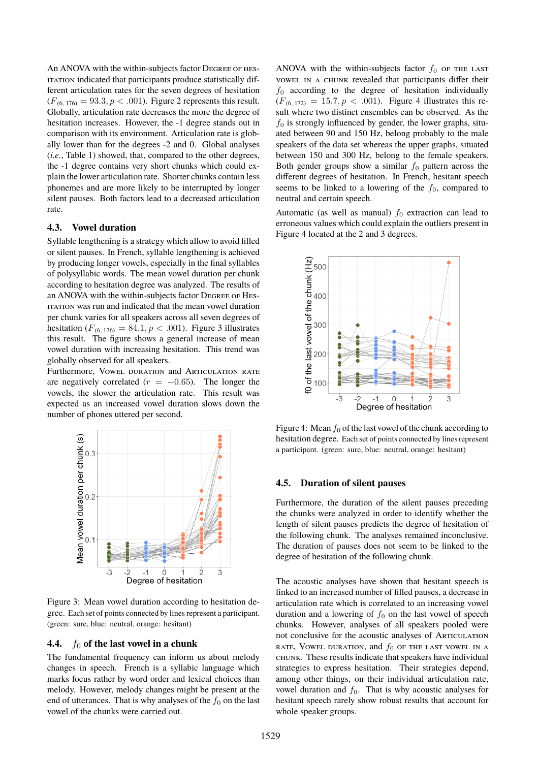An ANOVA with the within-subjects factor DEGREE OF HESITATION indicated that participants produce statistically different articulation rates for the seven degrees of hesitation ($F_{(6, 176)} = 93.3, p < .001$). Figure 2 represents this result. Globally, articulation rate decreases the more the degree of hesitation increases. However, the -1 degree stands out in comparison with its environment. Articulation rate is globally lower than for the degrees -2 and 0. Global analyses (*i.e.*, Table 1) showed, that, compared to the other degrees, the -1 degree contains very short chunks which could explain the lower articulation rate. Shorter chunks contain less phonemes and are more likely to be interrupted by longer silent pauses. Both factors lead to a decreased articulation rate.

### 4.3. Vowel duration

Syllable lengthening is a strategy which allow to avoid filled or silent pauses. In French, syllable lengthening is achieved by producing longer vowels, especially in the final syllables of polysyllabic words. The mean vowel duration per chunk according to hesitation degree was analyzed. The results of an ANOVA with the within-subjects factor DEGREE OF HESITATION was run and indicated that the mean vowel duration per chunk varies for all speakers across all seven degrees of hesitation ($F_{(6, 176)} = 84.1, p < .001$). Figure 3 illustrates this result. The figure shows a general increase of mean vowel duration with increasing hesitation. This trend was globally observed for all speakers.

Furthermore, VOWEL DURATION and ARTICULATION RATE are negatively correlated ($r = -0.65$). The longer the vowels, the slower the articulation rate. This result was expected as an increased vowel duration slows down the number of phones uttered per second.

Figure 3: Mean vowel duration according to hesitation degree. Each set of points connected by lines represent a participant. (green: sure, blue: neutral, orange: hesitant)

### 4.4. $f_0$ of the last vowel in a chunk

The fundamental frequency can inform us about melody changes in speech. French is a syllabic language which marks focus rather by word order and lexical choices than melody. However, melody changes might be present at the end of utterances. That is why analyses of the $f_0$ on the last vowel of the chunks were carried out.

ANOVA with the within-subjects factor $f_0$ OF THE LAST VOWEL IN A CHUNK revealed that participants differ their $f_0$ according to the degree of hesitation individually ($F_{(6, 172)} = 15.7, p < .001$). Figure 4 illustrates this result where two distinct ensembles can be observed. As the $f_0$ is strongly influenced by gender, the lower graphs, situated between 90 and 150 Hz, belong probably to the male speakers of the data set whereas the upper graphs, situated between 150 and 300 Hz, belong to the female speakers. Both gender groups show a similar $f_0$ pattern across the different degrees of hesitation. In French, hesitant speech seems to be linked to a lowering of the $f_0$, compared to neutral and certain speech.

Automatic (as well as manual) $f_0$ extraction can lead to erroneous values which could explain the outliers present in Figure 4 located at the 2 and 3 degrees.

Figure 4: Mean $f_0$ of the last vowel of the chunk according to hesitation degree. Each set of points connected by lines represent a participant. (green: sure, blue: neutral, orange: hesitant)

### 4.5. Duration of silent pauses

Furthermore, the duration of the silent pauses preceding the chunks were analyzed in order to identify whether the length of silent pauses predicts the degree of hesitation of the following chunk. The analyses remained inconclusive. The duration of pauses does not seem to be linked to the degree of hesitation of the following chunk.

The acoustic analyses have shown that hesitant speech is linked to an increased number of filled pauses, a decrease in articulation rate which is correlated to an increasing vowel duration and a lowering of $f_0$ on the last vowel of speech chunks. However, analyses of all speakers pooled were not conclusive for the acoustic analyses of ARTICULATION RATE, VOWEL DURATION, and $f_0$ OF THE LAST VOWEL IN A CHUNK. These results indicate that speakers have individual strategies to express hesitation. Their strategies depend, among other things, on their individual articulation rate, vowel duration and $f_0$. That is why acoustic analyses for hesitant speech rarely show robust results that account for whole speaker groups.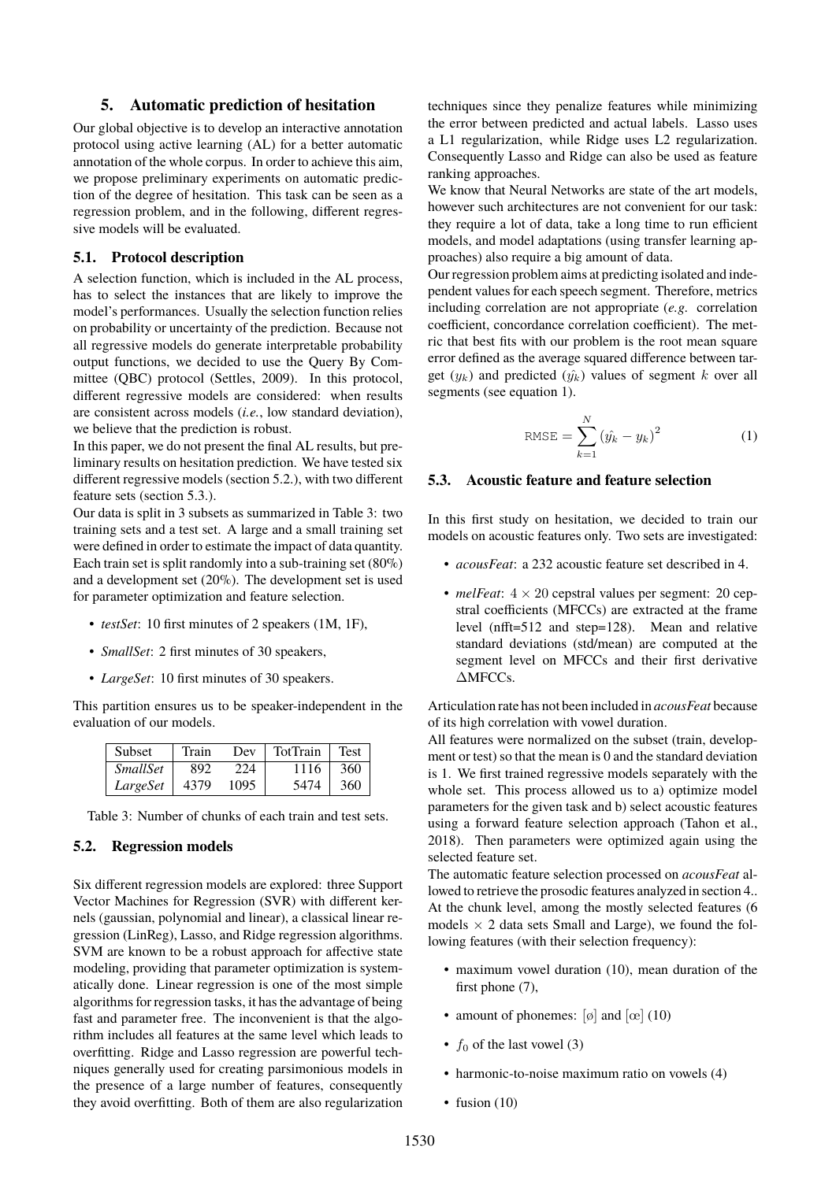## 5. Automatic prediction of hesitation

Our global objective is to develop an interactive annotation protocol using active learning (AL) for a better automatic annotation of the whole corpus. In order to achieve this aim, we propose preliminary experiments on automatic prediction of the degree of hesitation. This task can be seen as a regression problem, and in the following, different regressive models will be evaluated.

### 5.1. Protocol description

A selection function, which is included in the AL process, has to select the instances that are likely to improve the model's performances. Usually the selection function relies on probability or uncertainty of the prediction. Because not all regressive models do generate interpretable probability output functions, we decided to use the Query By Committee (QBC) protocol (Settles, 2009). In this protocol, different regressive models are considered: when results are consistent across models (*i.e.*, low standard deviation), we believe that the prediction is robust.

In this paper, we do not present the final AL results, but preliminary results on hesitation prediction. We have tested six different regressive models (section 5.2.), with two different feature sets (section 5.3.).

Our data is split in 3 subsets as summarized in Table 3: two training sets and a test set. A large and a small training set were defined in order to estimate the impact of data quantity. Each train set is split randomly into a sub-training set (80%) and a development set (20%). The development set is used for parameter optimization and feature selection.

- *testSet*: 10 first minutes of 2 speakers (1M, 1F),
- *SmallSet*: 2 first minutes of 30 speakers,
- *LargeSet*: 10 first minutes of 30 speakers.

This partition ensures us to be speaker-independent in the evaluation of our models.

| Subset | Train | Dev | TotTrain | Test |
|---|---|---|---|---|
| *SmallSet* | 892 | 224 | 1116 | 360 |
| *LargeSet* | 4379 | 1095 | 5474 | 360 |

Table 3: Number of chunks of each train and test sets.

### 5.2. Regression models

Six different regression models are explored: three Support Vector Machines for Regression (SVR) with different kernels (gaussian, polynomial and linear), a classical linear regression (LinReg), Lasso, and Ridge regression algorithms. SVM are known to be a robust approach for affective state modeling, providing that parameter optimization is systematically done. Linear regression is one of the most simple algorithms for regression tasks, it has the advantage of being fast and parameter free. The inconvenient is that the algorithm includes all features at the same level which leads to overfitting. Ridge and Lasso regression are powerful techniques generally used for creating parsimonious models in the presence of a large number of features, consequently they avoid overfitting. Both of them are also regularization techniques since they penalize features while minimizing the error between predicted and actual labels. Lasso uses a L1 regularization, while Ridge uses L2 regularization. Consequently Lasso and Ridge can also be used as feature ranking approaches.

We know that Neural Networks are state of the art models, however such architectures are not convenient for our task: they require a lot of data, take a long time to run efficient models, and model adaptations (using transfer learning approaches) also require a big amount of data.

Our regression problem aims at predicting isolated and independent values for each speech segment. Therefore, metrics including correlation are not appropriate (*e.g.* correlation coefficient, concordance correlation coefficient). The metric that best fits with our problem is the root mean square error defined as the average squared difference between target ($y_k$) and predicted ($\hat{y_k}$) values of segment $k$ over all segments (see equation 1).

$$\texttt{RMSE} = \sum_{k=1}^{N} (\hat{y_k} - y_k)^2 \qquad (1)$$

### 5.3. Acoustic feature and feature selection

In this first study on hesitation, we decided to train our models on acoustic features only. Two sets are investigated:

- *acousFeat*: a 232 acoustic feature set described in 4.
- *melFeat*: $4 \times 20$ cepstral values per segment: 20 cepstral coefficients (MFCCs) are extracted at the frame level (nfft=512 and step=128). Mean and relative standard deviations (std/mean) are computed at the segment level on MFCCs and their first derivative $\Delta$MFCCs.

Articulation rate has not been included in *acousFeat* because of its high correlation with vowel duration.

All features were normalized on the subset (train, development or test) so that the mean is 0 and the standard deviation is 1. We first trained regressive models separately with the whole set. This process allowed us to a) optimize model parameters for the given task and b) select acoustic features using a forward feature selection approach (Tahon et al., 2018). Then parameters were optimized again using the selected feature set.

The automatic feature selection processed on *acousFeat* allowed to retrieve the prosodic features analyzed in section 4.. At the chunk level, among the mostly selected features (6 models $\times$ 2 data sets Small and Large), we found the following features (with their selection frequency):

- maximum vowel duration (10), mean duration of the first phone (7),
- amount of phonemes: [ø] and [œ] (10)
- $f_0$ of the last vowel (3)
- harmonic-to-noise maximum ratio on vowels (4)
- fusion (10)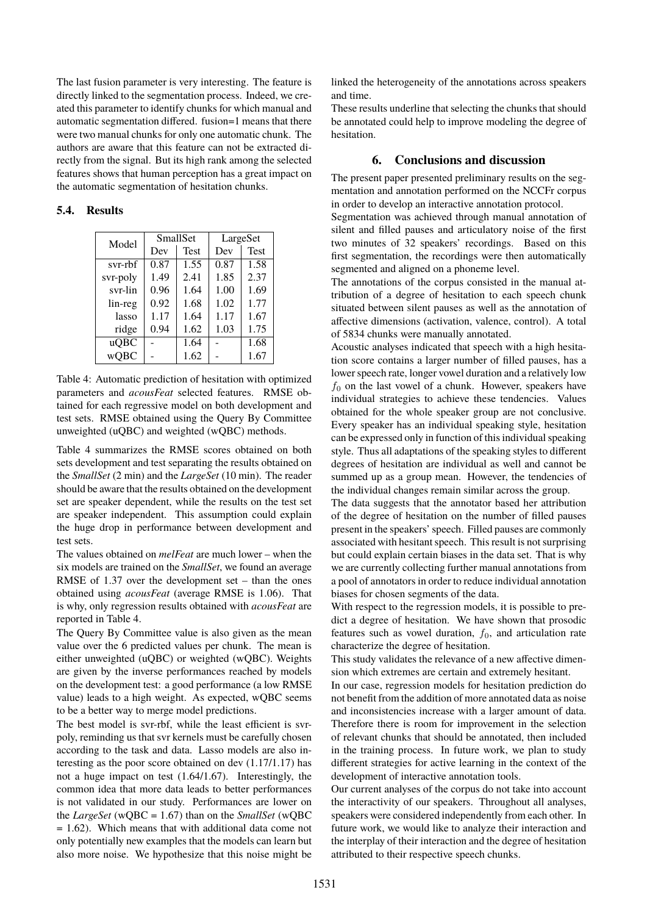The last fusion parameter is very interesting. The feature is directly linked to the segmentation process. Indeed, we created this parameter to identify chunks for which manual and automatic segmentation differed. fusion=1 means that there were two manual chunks for only one automatic chunk. The authors are aware that this feature can not be extracted directly from the signal. But its high rank among the selected features shows that human perception has a great impact on the automatic segmentation of hesitation chunks.

### 5.4. Results

| Model | SmallSet | | LargeSet | |
|---|---|---|---|---|
| | Dev | Test | Dev | Test |
| svr-rbf | 0.87 | 1.55 | 0.87 | 1.58 |
| svr-poly | 1.49 | 2.41 | 1.85 | 2.37 |
| svr-lin | 0.96 | 1.64 | 1.00 | 1.69 |
| lin-reg | 0.92 | 1.68 | 1.02 | 1.77 |
| lasso | 1.17 | 1.64 | 1.17 | 1.67 |
| ridge | 0.94 | 1.62 | 1.03 | 1.75 |
| uQBC | - | 1.64 | - | 1.68 |
| wQBC | - | 1.62 | - | 1.67 |

Table 4: Automatic prediction of hesitation with optimized parameters and *acousFeat* selected features. RMSE obtained for each regressive model on both development and test sets. RMSE obtained using the Query By Committee unweighted (uQBC) and weighted (wQBC) methods.

Table 4 summarizes the RMSE scores obtained on both sets development and test separating the results obtained on the *SmallSet* (2 min) and the *LargeSet* (10 min). The reader should be aware that the results obtained on the development set are speaker dependent, while the results on the test set are speaker independent. This assumption could explain the huge drop in performance between development and test sets.

The values obtained on *melFeat* are much lower – when the six models are trained on the *SmallSet*, we found an average RMSE of 1.37 over the development set – than the ones obtained using *acousFeat* (average RMSE is 1.06). That is why, only regression results obtained with *acousFeat* are reported in Table 4.

The Query By Committee value is also given as the mean value over the 6 predicted values per chunk. The mean is either unweighted (uQBC) or weighted (wQBC). Weights are given by the inverse performances reached by models on the development test: a good performance (a low RMSE value) leads to a high weight. As expected, wQBC seems to be a better way to merge model predictions.

The best model is svr-rbf, while the least efficient is svr-poly, reminding us that svr kernels must be carefully chosen according to the task and data. Lasso models are also interesting as the poor score obtained on dev (1.17/1.17) has not a huge impact on test (1.64/1.67). Interestingly, the common idea that more data leads to better performances is not validated in our study. Performances are lower on the *LargeSet* (wQBC = 1.67) than on the *SmallSet* (wQBC = 1.62). Which means that with additional data come not only potentially new examples that the models can learn but also more noise. We hypothesize that this noise might be linked the heterogeneity of the annotations across speakers and time.

These results underline that selecting the chunks that should be annotated could help to improve modeling the degree of hesitation.

## 6. Conclusions and discussion

The present paper presented preliminary results on the segmentation and annotation performed on the NCCFr corpus in order to develop an interactive annotation protocol.

Segmentation was achieved through manual annotation of silent and filled pauses and articulatory noise of the first two minutes of 32 speakers' recordings. Based on this first segmentation, the recordings were then automatically segmented and aligned on a phoneme level.

The annotations of the corpus consisted in the manual attribution of a degree of hesitation to each speech chunk situated between silent pauses as well as the annotation of affective dimensions (activation, valence, control). A total of 5834 chunks were manually annotated.

Acoustic analyses indicated that speech with a high hesitation score contains a larger number of filled pauses, has a lower speech rate, longer vowel duration and a relatively low $f_0$ on the last vowel of a chunk. However, speakers have individual strategies to achieve these tendencies. Values obtained for the whole speaker group are not conclusive. Every speaker has an individual speaking style, hesitation can be expressed only in function of this individual speaking style. Thus all adaptations of the speaking styles to different degrees of hesitation are individual as well and cannot be summed up as a group mean. However, the tendencies of the individual changes remain similar across the group.

The data suggests that the annotator based her attribution of the degree of hesitation on the number of filled pauses present in the speakers' speech. Filled pauses are commonly associated with hesitant speech. This result is not surprising but could explain certain biases in the data set. That is why we are currently collecting further manual annotations from a pool of annotators in order to reduce individual annotation biases for chosen segments of the data.

With respect to the regression models, it is possible to predict a degree of hesitation. We have shown that prosodic features such as vowel duration, $f_0$, and articulation rate characterize the degree of hesitation.

This study validates the relevance of a new affective dimension which extremes are certain and extremely hesitant.

In our case, regression models for hesitation prediction do not benefit from the addition of more annotated data as noise and inconsistencies increase with a larger amount of data. Therefore there is room for improvement in the selection of relevant chunks that should be annotated, then included in the training process. In future work, we plan to study different strategies for active learning in the context of the development of interactive annotation tools.

Our current analyses of the corpus do not take into account the interactivity of our speakers. Throughout all analyses, speakers were considered independently from each other. In future work, we would like to analyze their interaction and the interplay of their interaction and the degree of hesitation attributed to their respective speech chunks.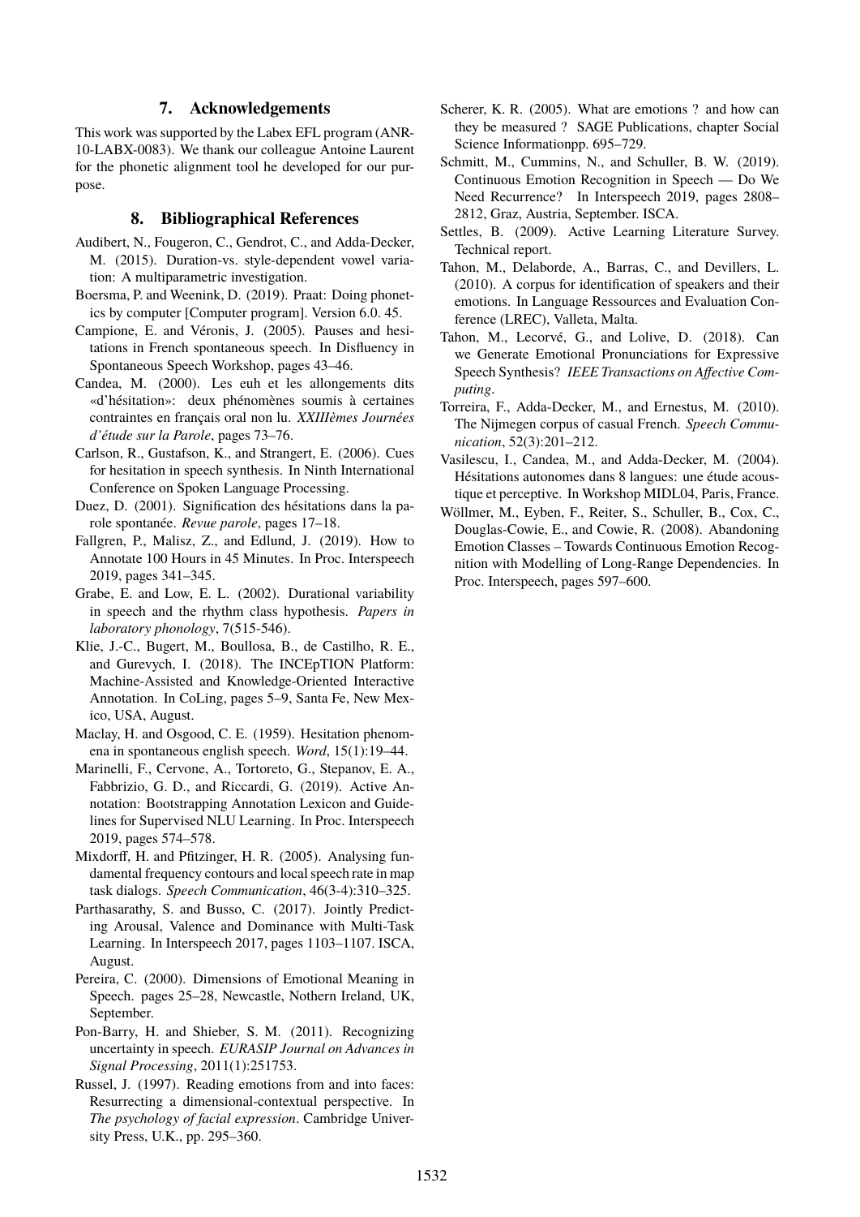## 7. Acknowledgements

This work was supported by the Labex EFL program (ANR-10-LABX-0083). We thank our colleague Antoine Laurent for the phonetic alignment tool he developed for our purpose.

## 8. Bibliographical References

Audibert, N., Fougeron, C., Gendrot, C., and Adda-Decker, M. (2015). Duration-vs. style-dependent vowel variation: A multiparametric investigation.

Boersma, P. and Weenink, D. (2019). Praat: Doing phonetics by computer [Computer program]. Version 6.0. 45.

Campione, E. and Véronis, J. (2005). Pauses and hesitations in French spontaneous speech. In Disfluency in Spontaneous Speech Workshop, pages 43–46.

Candea, M. (2000). Les euh et les allongements dits «d'hésitation»: deux phénomènes soumis à certaines contraintes en français oral non lu. *XXIIIèmes Journées d'étude sur la Parole*, pages 73–76.

Carlson, R., Gustafson, K., and Strangert, E. (2006). Cues for hesitation in speech synthesis. In Ninth International Conference on Spoken Language Processing.

Duez, D. (2001). Signification des hésitations dans la parole spontanée. *Revue parole*, pages 17–18.

Fallgren, P., Malisz, Z., and Edlund, J. (2019). How to Annotate 100 Hours in 45 Minutes. In Proc. Interspeech 2019, pages 341–345.

Grabe, E. and Low, E. L. (2002). Durational variability in speech and the rhythm class hypothesis. *Papers in laboratory phonology*, 7(515-546).

Klie, J.-C., Bugert, M., Boullosa, B., de Castilho, R. E., and Gurevych, I. (2018). The INCEpTION Platform: Machine-Assisted and Knowledge-Oriented Interactive Annotation. In CoLing, pages 5–9, Santa Fe, New Mexico, USA, August.

Maclay, H. and Osgood, C. E. (1959). Hesitation phenomena in spontaneous english speech. *Word*, 15(1):19–44.

Marinelli, F., Cervone, A., Tortoreto, G., Stepanov, E. A., Fabbrizio, G. D., and Riccardi, G. (2019). Active Annotation: Bootstrapping Annotation Lexicon and Guidelines for Supervised NLU Learning. In Proc. Interspeech 2019, pages 574–578.

Mixdorff, H. and Pfitzinger, H. R. (2005). Analysing fundamental frequency contours and local speech rate in map task dialogs. *Speech Communication*, 46(3-4):310–325.

Parthasarathy, S. and Busso, C. (2017). Jointly Predicting Arousal, Valence and Dominance with Multi-Task Learning. In Interspeech 2017, pages 1103–1107. ISCA, August.

Pereira, C. (2000). Dimensions of Emotional Meaning in Speech. pages 25–28, Newcastle, Nothern Ireland, UK, September.

Pon-Barry, H. and Shieber, S. M. (2011). Recognizing uncertainty in speech. *EURASIP Journal on Advances in Signal Processing*, 2011(1):251753.

Russel, J. (1997). Reading emotions from and into faces: Resurrecting a dimensional-contextual perspective. In *The psychology of facial expression*. Cambridge University Press, U.K., pp. 295–360.

Scherer, K. R. (2005). What are emotions ? and how can they be measured ? SAGE Publications, chapter Social Science Informationpp. 695–729.

Schmitt, M., Cummins, N., and Schuller, B. W. (2019). Continuous Emotion Recognition in Speech — Do We Need Recurrence? In Interspeech 2019, pages 2808–2812, Graz, Austria, September. ISCA.

Settles, B. (2009). Active Learning Literature Survey. Technical report.

Tahon, M., Delaborde, A., Barras, C., and Devillers, L. (2010). A corpus for identification of speakers and their emotions. In Language Ressources and Evaluation Conference (LREC), Valleta, Malta.

Tahon, M., Lecorvé, G., and Lolive, D. (2018). Can we Generate Emotional Pronunciations for Expressive Speech Synthesis? *IEEE Transactions on Affective Computing*.

Torreira, F., Adda-Decker, M., and Ernestus, M. (2010). The Nijmegen corpus of casual French. *Speech Communication*, 52(3):201–212.

Vasilescu, I., Candea, M., and Adda-Decker, M. (2004). Hésitations autonomes dans 8 langues: une étude acoustique et perceptive. In Workshop MIDL04, Paris, France.

Wöllmer, M., Eyben, F., Reiter, S., Schuller, B., Cox, C., Douglas-Cowie, E., and Cowie, R. (2008). Abandoning Emotion Classes – Towards Continuous Emotion Recognition with Modelling of Long-Range Dependencies. In Proc. Interspeech, pages 597–600.